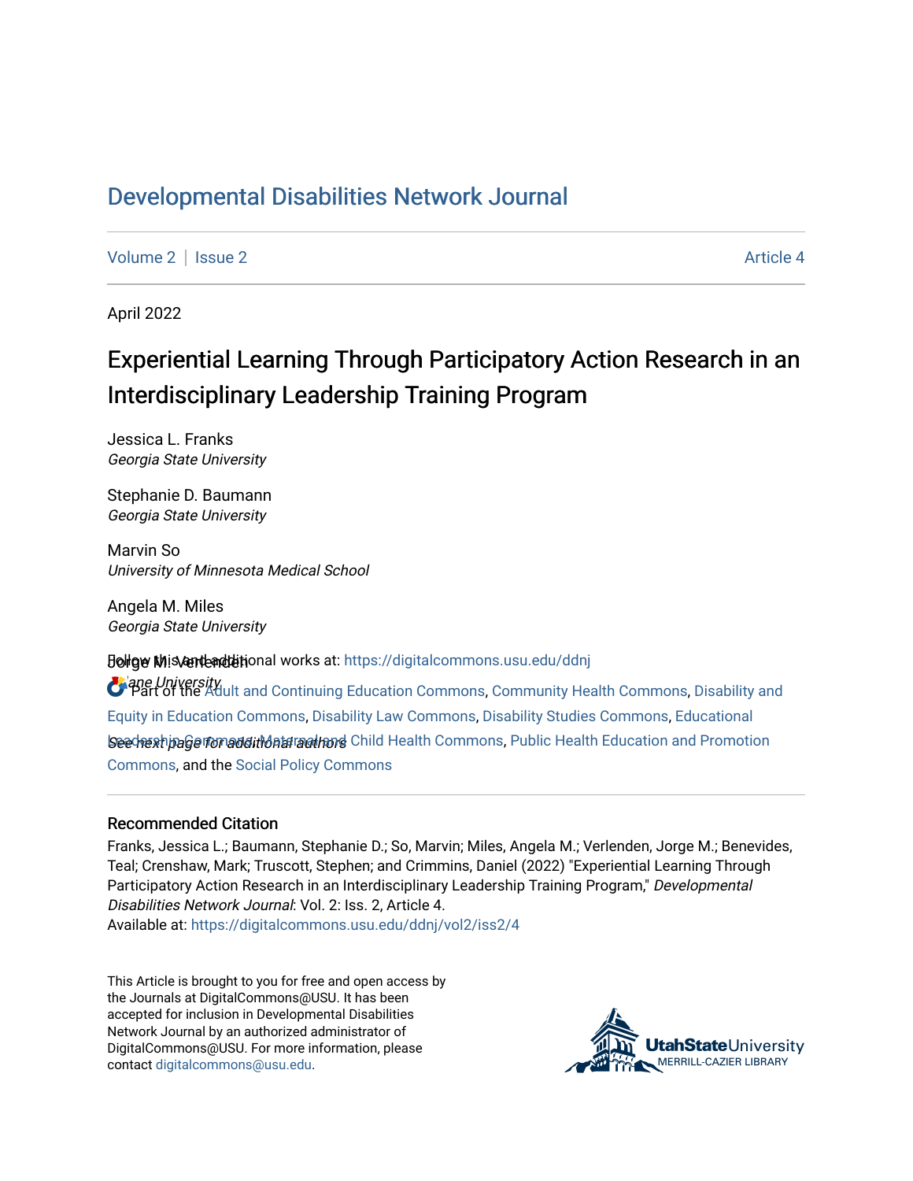# Developmental Disabilities Network Journal

Volume 2 | Issue 2 | Article 4

April 2022

## Experiential Learning Through Participatory Action Research in an Interdisciplinary Leadership Training Program

Jessica L. Franks
*Georgia State University*

Stephanie D. Baumann
*Georgia State University*

Marvin So
*University of Minnesota Medical School*

Angela M. Miles
*Georgia State University*

Jorge M. Verlenden
*Tulane University*

*See next page for additional authors*

Follow this and additional works at: https://digitalcommons.usu.edu/ddnj

Part of the Adult and Continuing Education Commons, Community Health Commons, Disability and Equity in Education Commons, Disability Law Commons, Disability Studies Commons, Educational Leadership Commons, Maternal and Child Health Commons, Public Health Education and Promotion Commons, and the Social Policy Commons

### Recommended Citation

Franks, Jessica L.; Baumann, Stephanie D.; So, Marvin; Miles, Angela M.; Verlenden, Jorge M.; Benevides, Teal; Crenshaw, Mark; Truscott, Stephen; and Crimmins, Daniel (2022) "Experiential Learning Through Participatory Action Research in an Interdisciplinary Leadership Training Program," *Developmental Disabilities Network Journal*: Vol. 2: Iss. 2, Article 4.
Available at: https://digitalcommons.usu.edu/ddnj/vol2/iss2/4

This Article is brought to you for free and open access by the Journals at DigitalCommons@USU. It has been accepted for inclusion in Developmental Disabilities Network Journal by an authorized administrator of DigitalCommons@USU. For more information, please contact digitalcommons@usu.edu.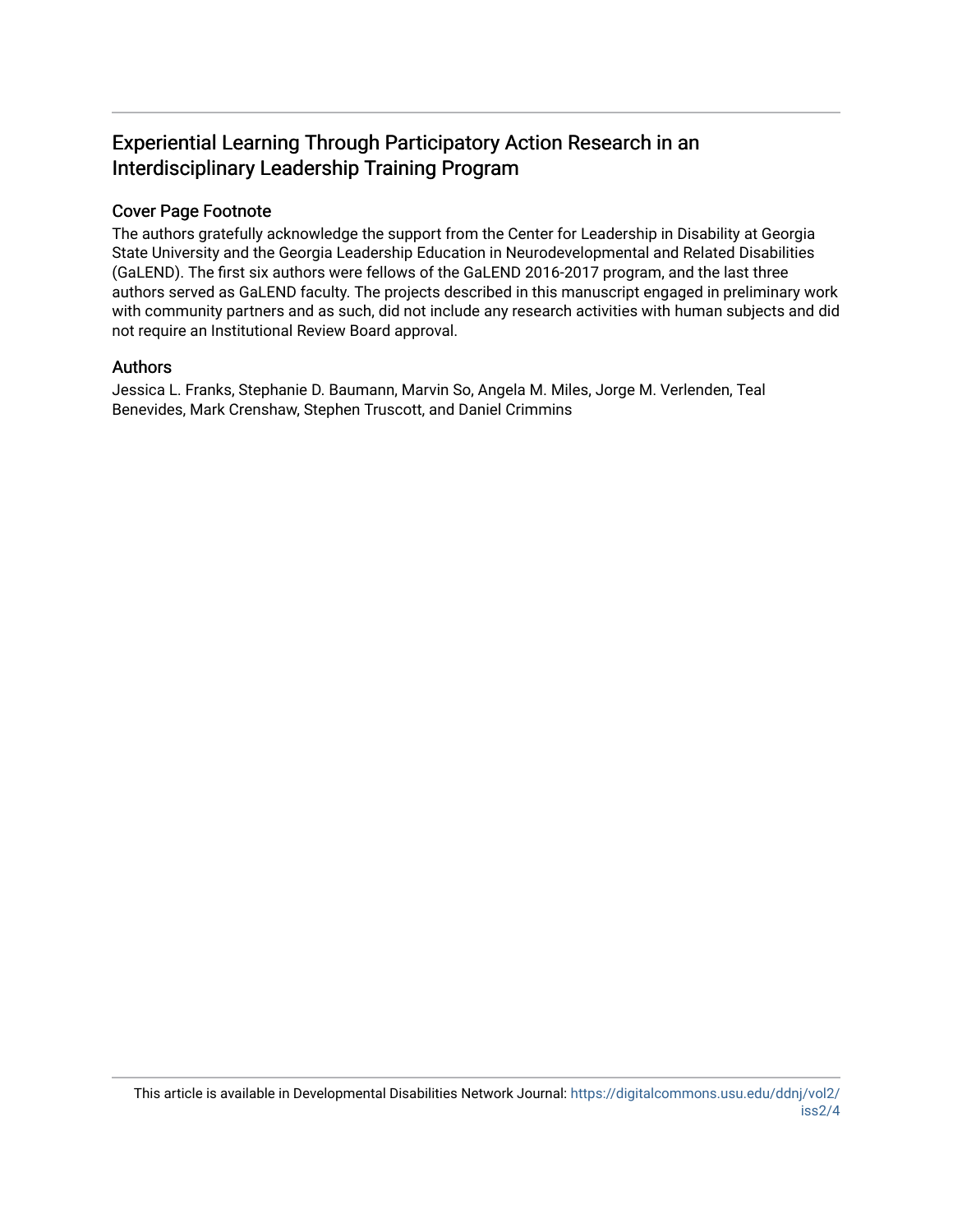# Experiential Learning Through Participatory Action Research in an Interdisciplinary Leadership Training Program

## Cover Page Footnote

The authors gratefully acknowledge the support from the Center for Leadership in Disability at Georgia State University and the Georgia Leadership Education in Neurodevelopmental and Related Disabilities (GaLEND). The first six authors were fellows of the GaLEND 2016-2017 program, and the last three authors served as GaLEND faculty. The projects described in this manuscript engaged in preliminary work with community partners and as such, did not include any research activities with human subjects and did not require an Institutional Review Board approval.

## Authors

Jessica L. Franks, Stephanie D. Baumann, Marvin So, Angela M. Miles, Jorge M. Verlenden, Teal Benevides, Mark Crenshaw, Stephen Truscott, and Daniel Crimmins

This article is available in Developmental Disabilities Network Journal: https://digitalcommons.usu.edu/ddnj/vol2/iss2/4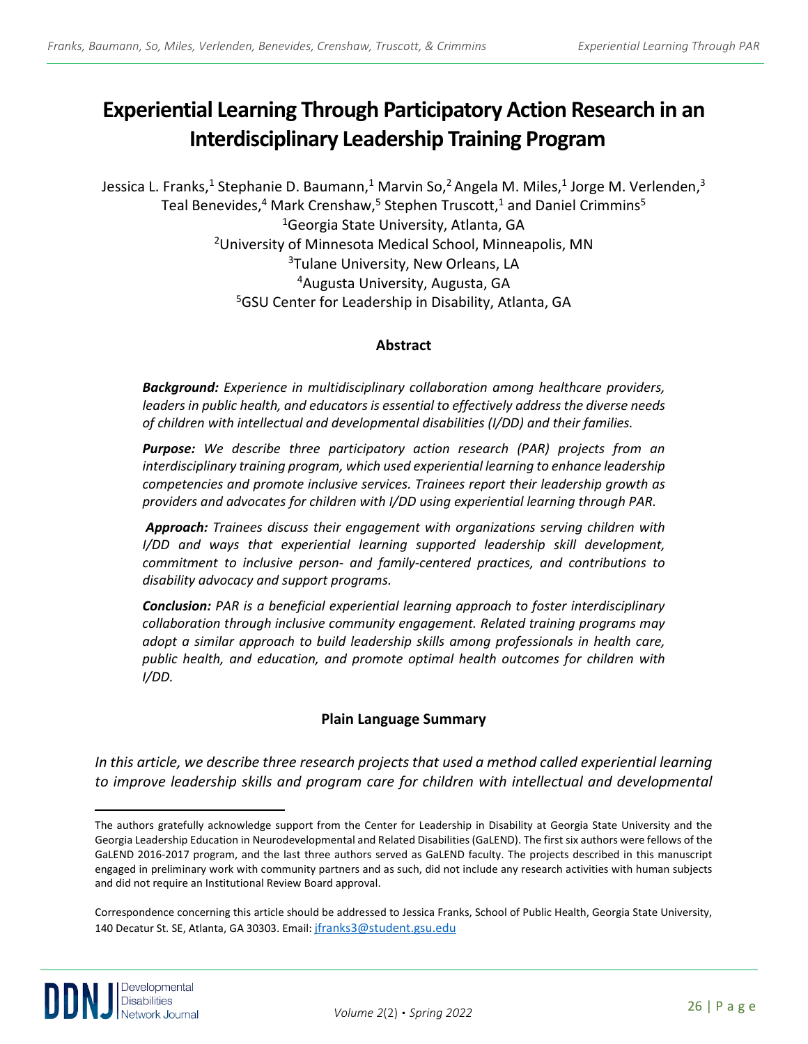# Experiential Learning Through Participatory Action Research in an Interdisciplinary Leadership Training Program

Jessica L. Franks,[1] Stephanie D. Baumann,[1] Marvin So,[2] Angela M. Miles,[1] Jorge M. Verlenden,[3] Teal Benevides,[4] Mark Crenshaw,[5] Stephen Truscott,[1] and Daniel Crimmins[5]

[1]Georgia State University, Atlanta, GA
[2]University of Minnesota Medical School, Minneapolis, MN
[3]Tulane University, New Orleans, LA
[4]Augusta University, Augusta, GA
[5]GSU Center for Leadership in Disability, Atlanta, GA

## Abstract

***Background:*** *Experience in multidisciplinary collaboration among healthcare providers, leaders in public health, and educators is essential to effectively address the diverse needs of children with intellectual and developmental disabilities (I/DD) and their families.*

***Purpose:*** *We describe three participatory action research (PAR) projects from an interdisciplinary training program, which used experiential learning to enhance leadership competencies and promote inclusive services. Trainees report their leadership growth as providers and advocates for children with I/DD using experiential learning through PAR.*

***Approach:*** *Trainees discuss their engagement with organizations serving children with I/DD and ways that experiential learning supported leadership skill development, commitment to inclusive person- and family-centered practices, and contributions to disability advocacy and support programs.*

***Conclusion:*** *PAR is a beneficial experiential learning approach to foster interdisciplinary collaboration through inclusive community engagement. Related training programs may adopt a similar approach to build leadership skills among professionals in health care, public health, and education, and promote optimal health outcomes for children with I/DD.*

## Plain Language Summary

*In this article, we describe three research projects that used a method called experiential learning to improve leadership skills and program care for children with intellectual and developmental*

---

The authors gratefully acknowledge support from the Center for Leadership in Disability at Georgia State University and the Georgia Leadership Education in Neurodevelopmental and Related Disabilities (GaLEND). The first six authors were fellows of the GaLEND 2016-2017 program, and the last three authors served as GaLEND faculty. The projects described in this manuscript engaged in preliminary work with community partners and as such, did not include any research activities with human subjects and did not require an Institutional Review Board approval.

Correspondence concerning this article should be addressed to Jessica Franks, School of Public Health, Georgia State University, 140 Decatur St. SE, Atlanta, GA 30303. Email: jfranks3@student.gsu.edu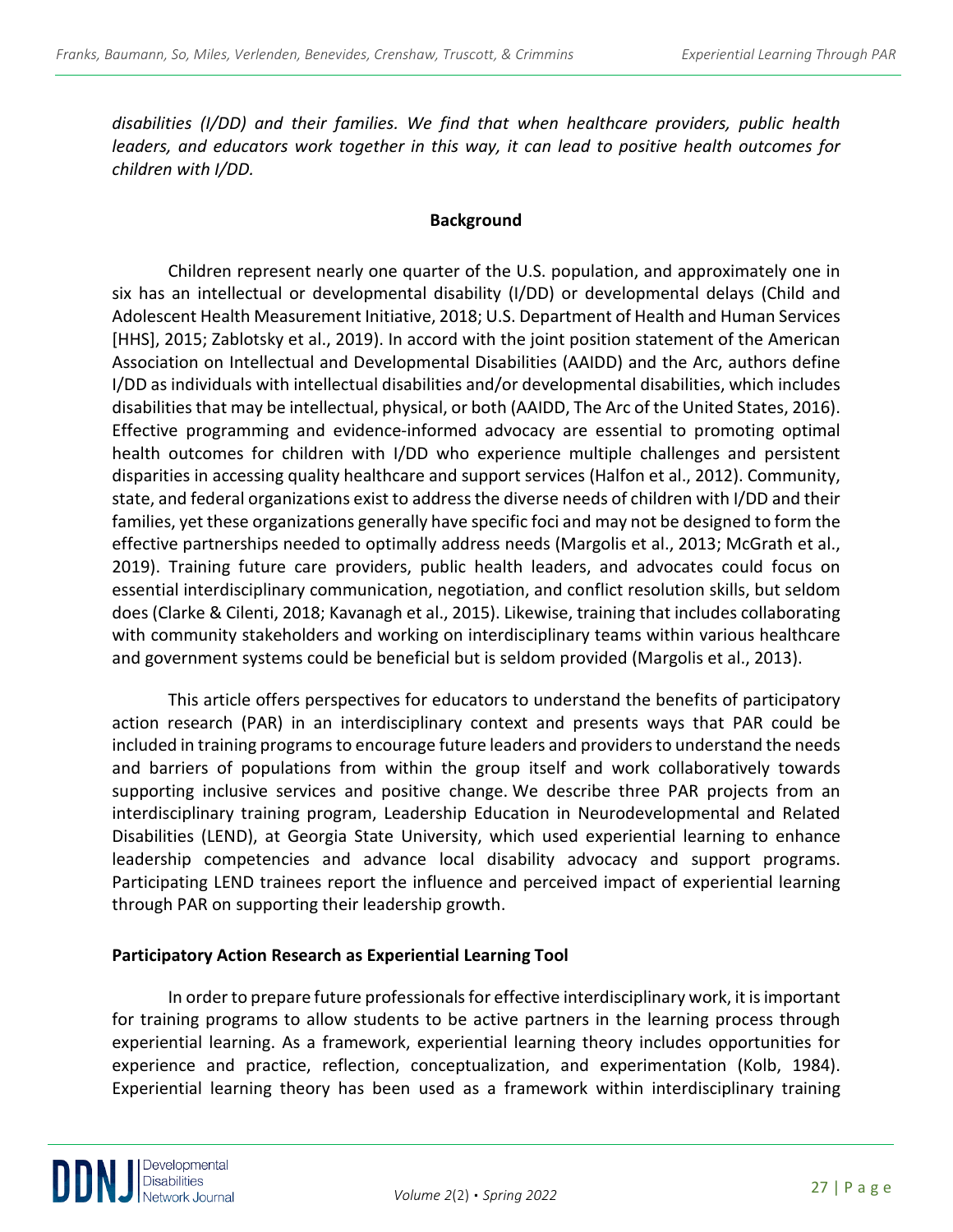*disabilities (I/DD) and their families. We find that when healthcare providers, public health leaders, and educators work together in this way, it can lead to positive health outcomes for children with I/DD.*

## Background

Children represent nearly one quarter of the U.S. population, and approximately one in six has an intellectual or developmental disability (I/DD) or developmental delays (Child and Adolescent Health Measurement Initiative, 2018; U.S. Department of Health and Human Services [HHS], 2015; Zablotsky et al., 2019). In accord with the joint position statement of the American Association on Intellectual and Developmental Disabilities (AAIDD) and the Arc, authors define I/DD as individuals with intellectual disabilities and/or developmental disabilities, which includes disabilities that may be intellectual, physical, or both (AAIDD, The Arc of the United States, 2016). Effective programming and evidence-informed advocacy are essential to promoting optimal health outcomes for children with I/DD who experience multiple challenges and persistent disparities in accessing quality healthcare and support services (Halfon et al., 2012). Community, state, and federal organizations exist to address the diverse needs of children with I/DD and their families, yet these organizations generally have specific foci and may not be designed to form the effective partnerships needed to optimally address needs (Margolis et al., 2013; McGrath et al., 2019). Training future care providers, public health leaders, and advocates could focus on essential interdisciplinary communication, negotiation, and conflict resolution skills, but seldom does (Clarke & Cilenti, 2018; Kavanagh et al., 2015). Likewise, training that includes collaborating with community stakeholders and working on interdisciplinary teams within various healthcare and government systems could be beneficial but is seldom provided (Margolis et al., 2013).

This article offers perspectives for educators to understand the benefits of participatory action research (PAR) in an interdisciplinary context and presents ways that PAR could be included in training programs to encourage future leaders and providers to understand the needs and barriers of populations from within the group itself and work collaboratively towards supporting inclusive services and positive change. We describe three PAR projects from an interdisciplinary training program, Leadership Education in Neurodevelopmental and Related Disabilities (LEND), at Georgia State University, which used experiential learning to enhance leadership competencies and advance local disability advocacy and support programs. Participating LEND trainees report the influence and perceived impact of experiential learning through PAR on supporting their leadership growth.

### Participatory Action Research as Experiential Learning Tool

In order to prepare future professionals for effective interdisciplinary work, it is important for training programs to allow students to be active partners in the learning process through experiential learning. As a framework, experiential learning theory includes opportunities for experience and practice, reflection, conceptualization, and experimentation (Kolb, 1984). Experiential learning theory has been used as a framework within interdisciplinary training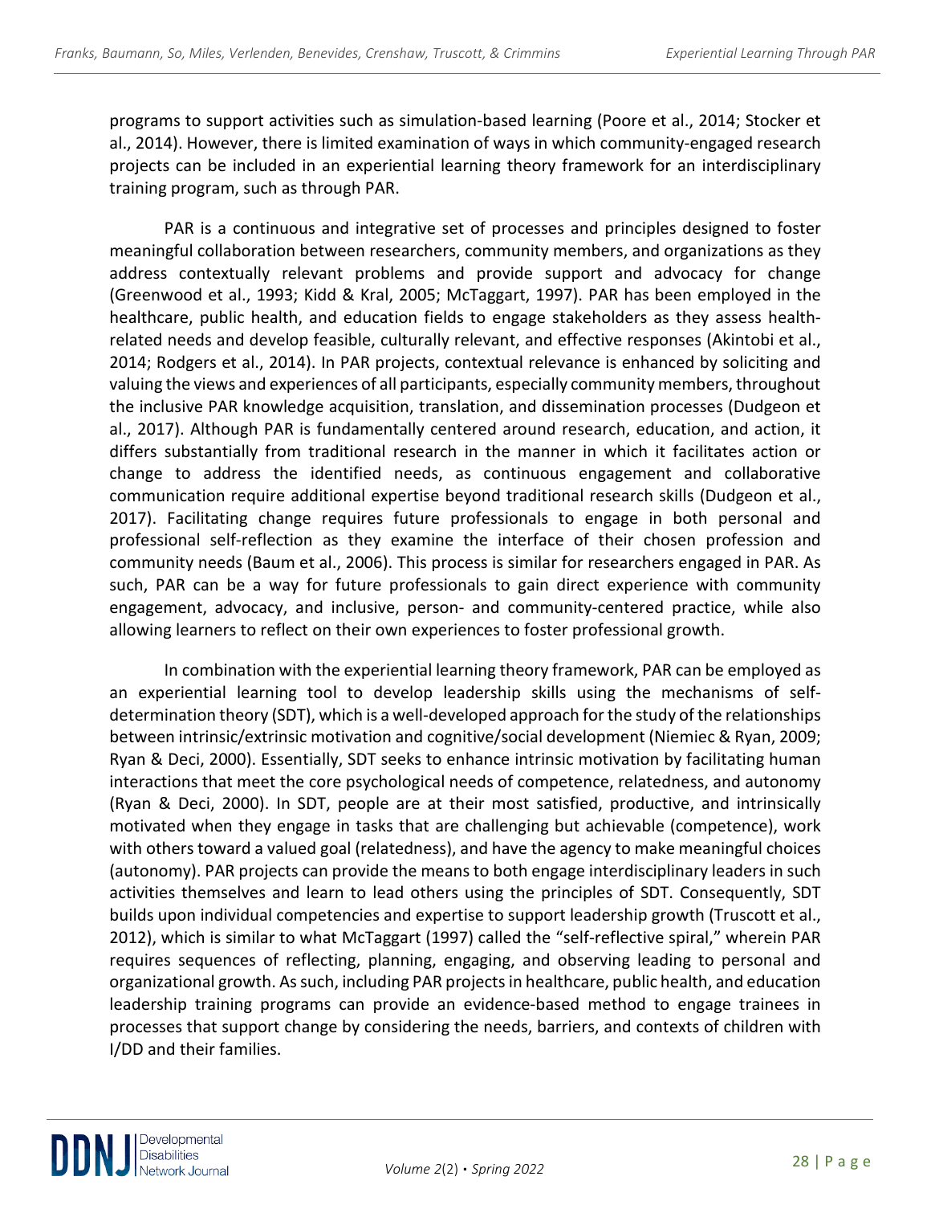programs to support activities such as simulation-based learning (Poore et al., 2014; Stocker et al., 2014). However, there is limited examination of ways in which community-engaged research projects can be included in an experiential learning theory framework for an interdisciplinary training program, such as through PAR.

PAR is a continuous and integrative set of processes and principles designed to foster meaningful collaboration between researchers, community members, and organizations as they address contextually relevant problems and provide support and advocacy for change (Greenwood et al., 1993; Kidd & Kral, 2005; McTaggart, 1997). PAR has been employed in the healthcare, public health, and education fields to engage stakeholders as they assess health-related needs and develop feasible, culturally relevant, and effective responses (Akintobi et al., 2014; Rodgers et al., 2014). In PAR projects, contextual relevance is enhanced by soliciting and valuing the views and experiences of all participants, especially community members, throughout the inclusive PAR knowledge acquisition, translation, and dissemination processes (Dudgeon et al., 2017). Although PAR is fundamentally centered around research, education, and action, it differs substantially from traditional research in the manner in which it facilitates action or change to address the identified needs, as continuous engagement and collaborative communication require additional expertise beyond traditional research skills (Dudgeon et al., 2017). Facilitating change requires future professionals to engage in both personal and professional self-reflection as they examine the interface of their chosen profession and community needs (Baum et al., 2006). This process is similar for researchers engaged in PAR. As such, PAR can be a way for future professionals to gain direct experience with community engagement, advocacy, and inclusive, person- and community-centered practice, while also allowing learners to reflect on their own experiences to foster professional growth.

In combination with the experiential learning theory framework, PAR can be employed as an experiential learning tool to develop leadership skills using the mechanisms of self-determination theory (SDT), which is a well-developed approach for the study of the relationships between intrinsic/extrinsic motivation and cognitive/social development (Niemiec & Ryan, 2009; Ryan & Deci, 2000). Essentially, SDT seeks to enhance intrinsic motivation by facilitating human interactions that meet the core psychological needs of competence, relatedness, and autonomy (Ryan & Deci, 2000). In SDT, people are at their most satisfied, productive, and intrinsically motivated when they engage in tasks that are challenging but achievable (competence), work with others toward a valued goal (relatedness), and have the agency to make meaningful choices (autonomy). PAR projects can provide the means to both engage interdisciplinary leaders in such activities themselves and learn to lead others using the principles of SDT. Consequently, SDT builds upon individual competencies and expertise to support leadership growth (Truscott et al., 2012), which is similar to what McTaggart (1997) called the "self-reflective spiral," wherein PAR requires sequences of reflecting, planning, engaging, and observing leading to personal and organizational growth. As such, including PAR projects in healthcare, public health, and education leadership training programs can provide an evidence-based method to engage trainees in processes that support change by considering the needs, barriers, and contexts of children with I/DD and their families.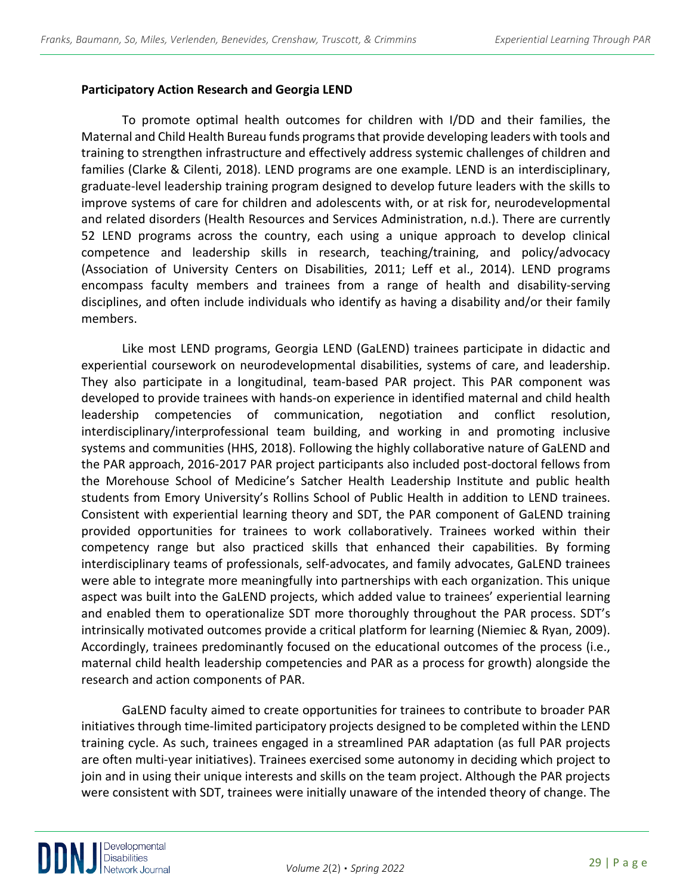## Participatory Action Research and Georgia LEND

To promote optimal health outcomes for children with I/DD and their families, the Maternal and Child Health Bureau funds programs that provide developing leaders with tools and training to strengthen infrastructure and effectively address systemic challenges of children and families (Clarke & Cilenti, 2018). LEND programs are one example. LEND is an interdisciplinary, graduate-level leadership training program designed to develop future leaders with the skills to improve systems of care for children and adolescents with, or at risk for, neurodevelopmental and related disorders (Health Resources and Services Administration, n.d.). There are currently 52 LEND programs across the country, each using a unique approach to develop clinical competence and leadership skills in research, teaching/training, and policy/advocacy (Association of University Centers on Disabilities, 2011; Leff et al., 2014). LEND programs encompass faculty members and trainees from a range of health and disability-serving disciplines, and often include individuals who identify as having a disability and/or their family members.

Like most LEND programs, Georgia LEND (GaLEND) trainees participate in didactic and experiential coursework on neurodevelopmental disabilities, systems of care, and leadership. They also participate in a longitudinal, team-based PAR project. This PAR component was developed to provide trainees with hands-on experience in identified maternal and child health leadership competencies of communication, negotiation and conflict resolution, interdisciplinary/interprofessional team building, and working in and promoting inclusive systems and communities (HHS, 2018). Following the highly collaborative nature of GaLEND and the PAR approach, 2016-2017 PAR project participants also included post-doctoral fellows from the Morehouse School of Medicine's Satcher Health Leadership Institute and public health students from Emory University's Rollins School of Public Health in addition to LEND trainees. Consistent with experiential learning theory and SDT, the PAR component of GaLEND training provided opportunities for trainees to work collaboratively. Trainees worked within their competency range but also practiced skills that enhanced their capabilities. By forming interdisciplinary teams of professionals, self-advocates, and family advocates, GaLEND trainees were able to integrate more meaningfully into partnerships with each organization. This unique aspect was built into the GaLEND projects, which added value to trainees' experiential learning and enabled them to operationalize SDT more thoroughly throughout the PAR process. SDT's intrinsically motivated outcomes provide a critical platform for learning (Niemiec & Ryan, 2009). Accordingly, trainees predominantly focused on the educational outcomes of the process (i.e., maternal child health leadership competencies and PAR as a process for growth) alongside the research and action components of PAR.

GaLEND faculty aimed to create opportunities for trainees to contribute to broader PAR initiatives through time-limited participatory projects designed to be completed within the LEND training cycle. As such, trainees engaged in a streamlined PAR adaptation (as full PAR projects are often multi-year initiatives). Trainees exercised some autonomy in deciding which project to join and in using their unique interests and skills on the team project. Although the PAR projects were consistent with SDT, trainees were initially unaware of the intended theory of change. The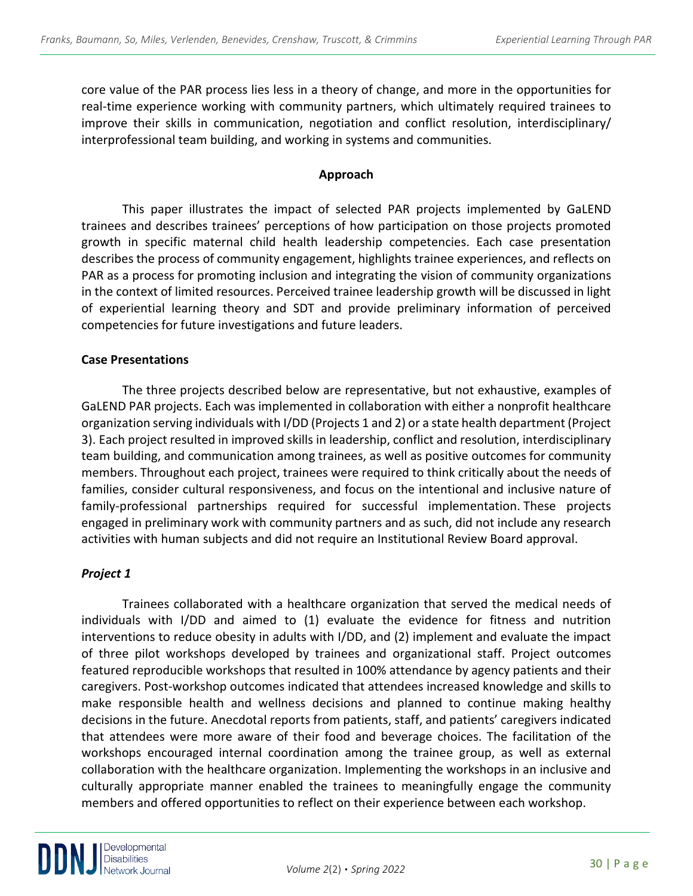core value of the PAR process lies less in a theory of change, and more in the opportunities for real-time experience working with community partners, which ultimately required trainees to improve their skills in communication, negotiation and conflict resolution, interdisciplinary/ interprofessional team building, and working in systems and communities.

## Approach

This paper illustrates the impact of selected PAR projects implemented by GaLEND trainees and describes trainees' perceptions of how participation on those projects promoted growth in specific maternal child health leadership competencies. Each case presentation describes the process of community engagement, highlights trainee experiences, and reflects on PAR as a process for promoting inclusion and integrating the vision of community organizations in the context of limited resources. Perceived trainee leadership growth will be discussed in light of experiential learning theory and SDT and provide preliminary information of perceived competencies for future investigations and future leaders.

### Case Presentations

The three projects described below are representative, but not exhaustive, examples of GaLEND PAR projects. Each was implemented in collaboration with either a nonprofit healthcare organization serving individuals with I/DD (Projects 1 and 2) or a state health department (Project 3). Each project resulted in improved skills in leadership, conflict and resolution, interdisciplinary team building, and communication among trainees, as well as positive outcomes for community members. Throughout each project, trainees were required to think critically about the needs of families, consider cultural responsiveness, and focus on the intentional and inclusive nature of family-professional partnerships required for successful implementation. These projects engaged in preliminary work with community partners and as such, did not include any research activities with human subjects and did not require an Institutional Review Board approval.

#### *Project 1*

Trainees collaborated with a healthcare organization that served the medical needs of individuals with I/DD and aimed to (1) evaluate the evidence for fitness and nutrition interventions to reduce obesity in adults with I/DD, and (2) implement and evaluate the impact of three pilot workshops developed by trainees and organizational staff. Project outcomes featured reproducible workshops that resulted in 100% attendance by agency patients and their caregivers. Post-workshop outcomes indicated that attendees increased knowledge and skills to make responsible health and wellness decisions and planned to continue making healthy decisions in the future. Anecdotal reports from patients, staff, and patients' caregivers indicated that attendees were more aware of their food and beverage choices. The facilitation of the workshops encouraged internal coordination among the trainee group, as well as external collaboration with the healthcare organization. Implementing the workshops in an inclusive and culturally appropriate manner enabled the trainees to meaningfully engage the community members and offered opportunities to reflect on their experience between each workshop.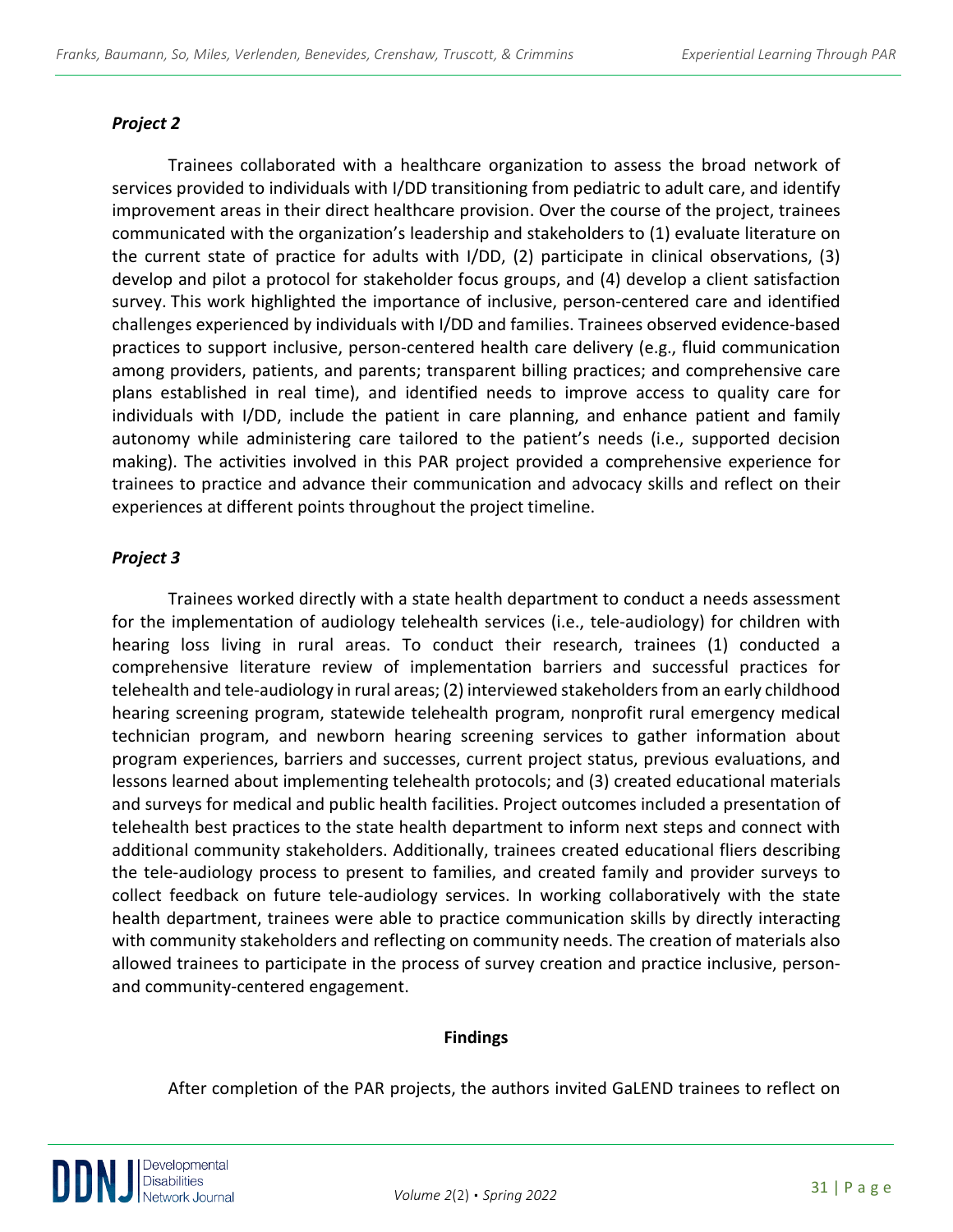### *Project 2*

Trainees collaborated with a healthcare organization to assess the broad network of services provided to individuals with I/DD transitioning from pediatric to adult care, and identify improvement areas in their direct healthcare provision. Over the course of the project, trainees communicated with the organization's leadership and stakeholders to (1) evaluate literature on the current state of practice for adults with I/DD, (2) participate in clinical observations, (3) develop and pilot a protocol for stakeholder focus groups, and (4) develop a client satisfaction survey. This work highlighted the importance of inclusive, person-centered care and identified challenges experienced by individuals with I/DD and families. Trainees observed evidence-based practices to support inclusive, person-centered health care delivery (e.g., fluid communication among providers, patients, and parents; transparent billing practices; and comprehensive care plans established in real time), and identified needs to improve access to quality care for individuals with I/DD, include the patient in care planning, and enhance patient and family autonomy while administering care tailored to the patient's needs (i.e., supported decision making). The activities involved in this PAR project provided a comprehensive experience for trainees to practice and advance their communication and advocacy skills and reflect on their experiences at different points throughout the project timeline.

### *Project 3*

Trainees worked directly with a state health department to conduct a needs assessment for the implementation of audiology telehealth services (i.e., tele-audiology) for children with hearing loss living in rural areas. To conduct their research, trainees (1) conducted a comprehensive literature review of implementation barriers and successful practices for telehealth and tele-audiology in rural areas; (2) interviewed stakeholders from an early childhood hearing screening program, statewide telehealth program, nonprofit rural emergency medical technician program, and newborn hearing screening services to gather information about program experiences, barriers and successes, current project status, previous evaluations, and lessons learned about implementing telehealth protocols; and (3) created educational materials and surveys for medical and public health facilities. Project outcomes included a presentation of telehealth best practices to the state health department to inform next steps and connect with additional community stakeholders. Additionally, trainees created educational fliers describing the tele-audiology process to present to families, and created family and provider surveys to collect feedback on future tele-audiology services. In working collaboratively with the state health department, trainees were able to practice communication skills by directly interacting with community stakeholders and reflecting on community needs. The creation of materials also allowed trainees to participate in the process of survey creation and practice inclusive, person- and community-centered engagement.

## Findings

After completion of the PAR projects, the authors invited GaLEND trainees to reflect on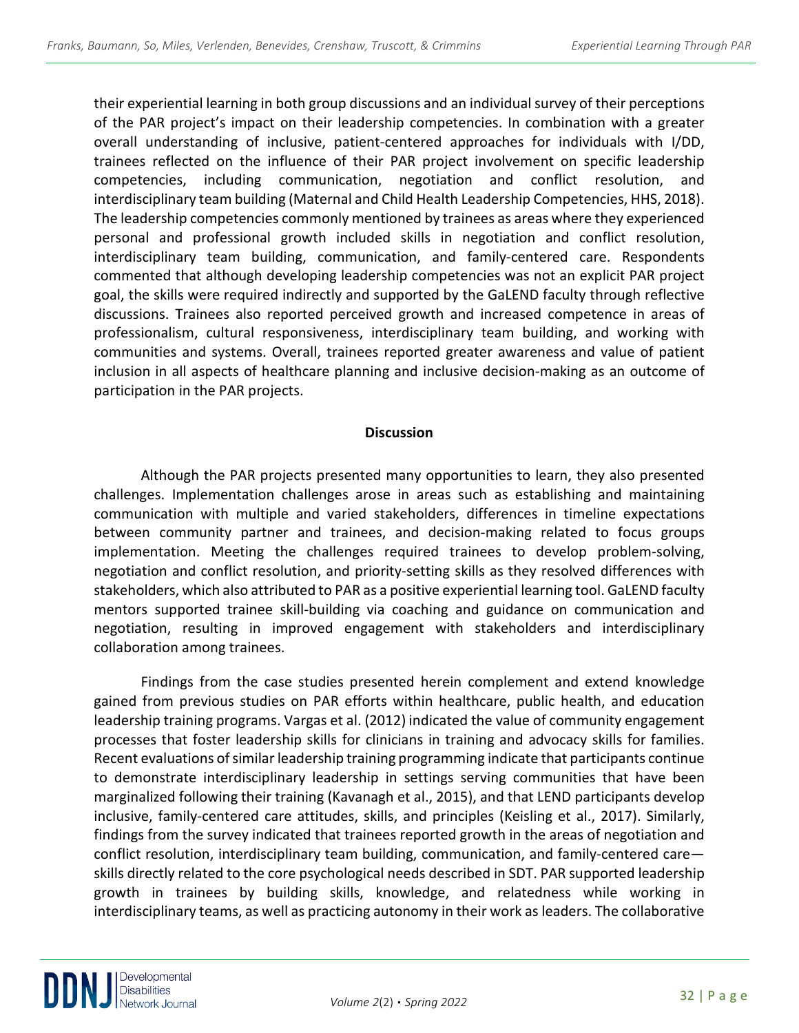their experiential learning in both group discussions and an individual survey of their perceptions of the PAR project's impact on their leadership competencies. In combination with a greater overall understanding of inclusive, patient-centered approaches for individuals with I/DD, trainees reflected on the influence of their PAR project involvement on specific leadership competencies, including communication, negotiation and conflict resolution, and interdisciplinary team building (Maternal and Child Health Leadership Competencies, HHS, 2018). The leadership competencies commonly mentioned by trainees as areas where they experienced personal and professional growth included skills in negotiation and conflict resolution, interdisciplinary team building, communication, and family-centered care. Respondents commented that although developing leadership competencies was not an explicit PAR project goal, the skills were required indirectly and supported by the GaLEND faculty through reflective discussions. Trainees also reported perceived growth and increased competence in areas of professionalism, cultural responsiveness, interdisciplinary team building, and working with communities and systems. Overall, trainees reported greater awareness and value of patient inclusion in all aspects of healthcare planning and inclusive decision-making as an outcome of participation in the PAR projects.

## Discussion

Although the PAR projects presented many opportunities to learn, they also presented challenges. Implementation challenges arose in areas such as establishing and maintaining communication with multiple and varied stakeholders, differences in timeline expectations between community partner and trainees, and decision-making related to focus groups implementation. Meeting the challenges required trainees to develop problem-solving, negotiation and conflict resolution, and priority-setting skills as they resolved differences with stakeholders, which also attributed to PAR as a positive experiential learning tool. GaLEND faculty mentors supported trainee skill-building via coaching and guidance on communication and negotiation, resulting in improved engagement with stakeholders and interdisciplinary collaboration among trainees.

Findings from the case studies presented herein complement and extend knowledge gained from previous studies on PAR efforts within healthcare, public health, and education leadership training programs. Vargas et al. (2012) indicated the value of community engagement processes that foster leadership skills for clinicians in training and advocacy skills for families. Recent evaluations of similar leadership training programming indicate that participants continue to demonstrate interdisciplinary leadership in settings serving communities that have been marginalized following their training (Kavanagh et al., 2015), and that LEND participants develop inclusive, family-centered care attitudes, skills, and principles (Keisling et al., 2017). Similarly, findings from the survey indicated that trainees reported growth in the areas of negotiation and conflict resolution, interdisciplinary team building, communication, and family-centered care—skills directly related to the core psychological needs described in SDT. PAR supported leadership growth in trainees by building skills, knowledge, and relatedness while working in interdisciplinary teams, as well as practicing autonomy in their work as leaders. The collaborative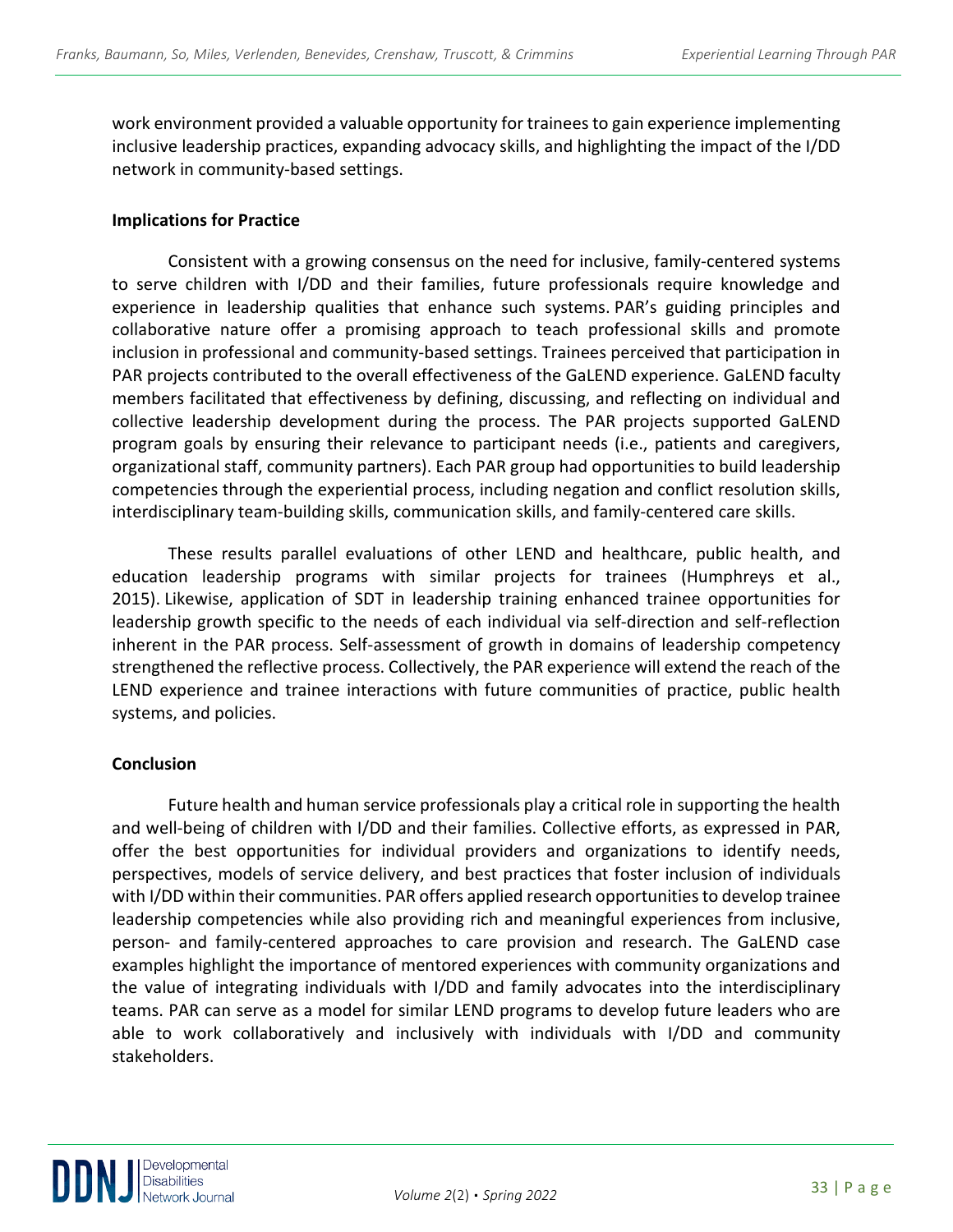work environment provided a valuable opportunity for trainees to gain experience implementing inclusive leadership practices, expanding advocacy skills, and highlighting the impact of the I/DD network in community-based settings.

## Implications for Practice

Consistent with a growing consensus on the need for inclusive, family-centered systems to serve children with I/DD and their families, future professionals require knowledge and experience in leadership qualities that enhance such systems. PAR's guiding principles and collaborative nature offer a promising approach to teach professional skills and promote inclusion in professional and community-based settings. Trainees perceived that participation in PAR projects contributed to the overall effectiveness of the GaLEND experience. GaLEND faculty members facilitated that effectiveness by defining, discussing, and reflecting on individual and collective leadership development during the process. The PAR projects supported GaLEND program goals by ensuring their relevance to participant needs (i.e., patients and caregivers, organizational staff, community partners). Each PAR group had opportunities to build leadership competencies through the experiential process, including negation and conflict resolution skills, interdisciplinary team-building skills, communication skills, and family-centered care skills.

These results parallel evaluations of other LEND and healthcare, public health, and education leadership programs with similar projects for trainees (Humphreys et al., 2015). Likewise, application of SDT in leadership training enhanced trainee opportunities for leadership growth specific to the needs of each individual via self-direction and self-reflection inherent in the PAR process. Self-assessment of growth in domains of leadership competency strengthened the reflective process. Collectively, the PAR experience will extend the reach of the LEND experience and trainee interactions with future communities of practice, public health systems, and policies.

## Conclusion

Future health and human service professionals play a critical role in supporting the health and well-being of children with I/DD and their families. Collective efforts, as expressed in PAR, offer the best opportunities for individual providers and organizations to identify needs, perspectives, models of service delivery, and best practices that foster inclusion of individuals with I/DD within their communities. PAR offers applied research opportunities to develop trainee leadership competencies while also providing rich and meaningful experiences from inclusive, person- and family-centered approaches to care provision and research. The GaLEND case examples highlight the importance of mentored experiences with community organizations and the value of integrating individuals with I/DD and family advocates into the interdisciplinary teams. PAR can serve as a model for similar LEND programs to develop future leaders who are able to work collaboratively and inclusively with individuals with I/DD and community stakeholders.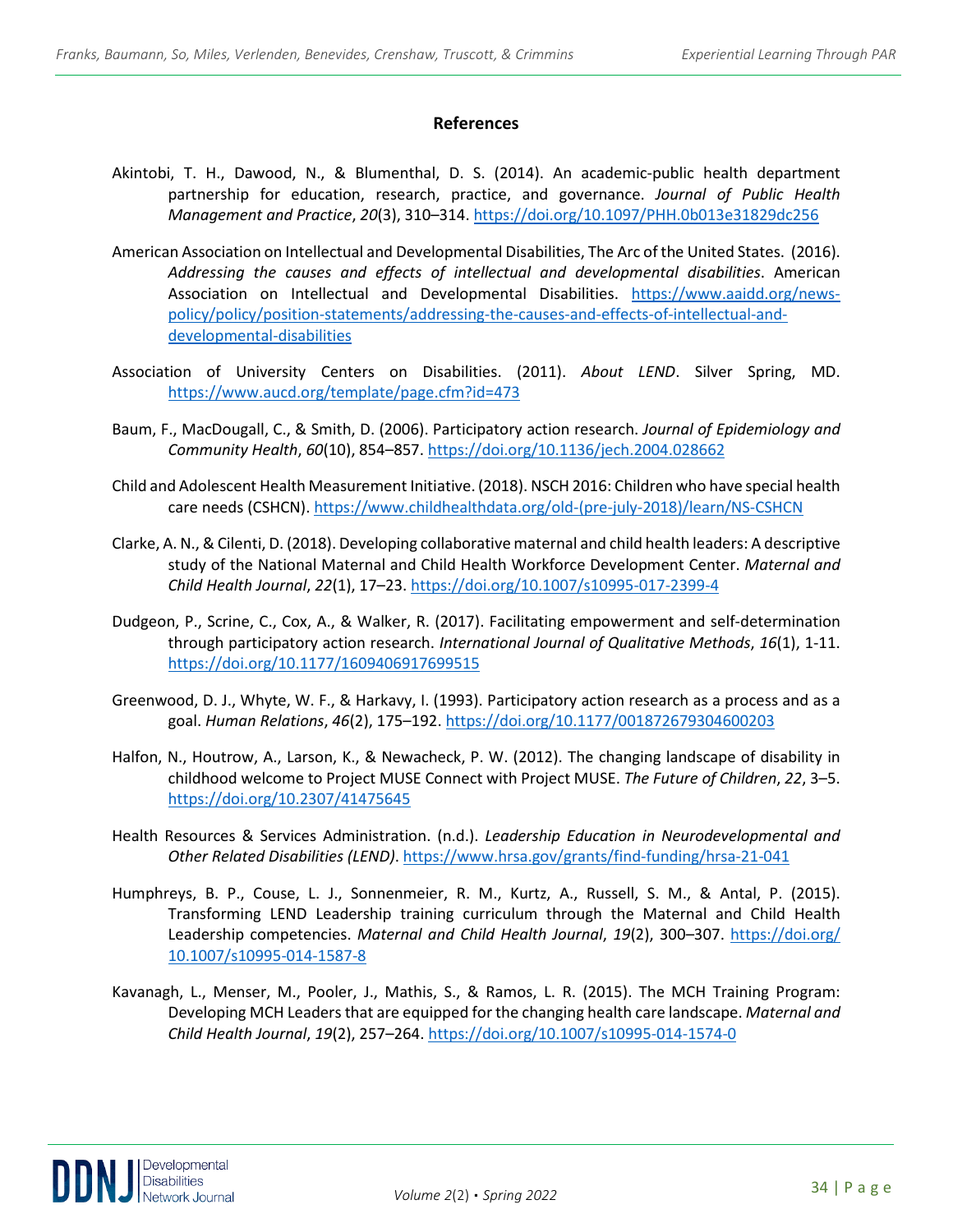## References

Akintobi, T. H., Dawood, N., & Blumenthal, D. S. (2014). An academic-public health department partnership for education, research, practice, and governance. *Journal of Public Health Management and Practice*, *20*(3), 310–314. https://doi.org/10.1097/PHH.0b013e31829dc256

American Association on Intellectual and Developmental Disabilities, The Arc of the United States. (2016). *Addressing the causes and effects of intellectual and developmental disabilities*. American Association on Intellectual and Developmental Disabilities. https://www.aaidd.org/news-policy/policy/position-statements/addressing-the-causes-and-effects-of-intellectual-and-developmental-disabilities

Association of University Centers on Disabilities. (2011). *About LEND*. Silver Spring, MD. https://www.aucd.org/template/page.cfm?id=473

Baum, F., MacDougall, C., & Smith, D. (2006). Participatory action research. *Journal of Epidemiology and Community Health*, *60*(10), 854–857. https://doi.org/10.1136/jech.2004.028662

Child and Adolescent Health Measurement Initiative. (2018). NSCH 2016: Children who have special health care needs (CSHCN). https://www.childhealthdata.org/old-(pre-july-2018)/learn/NS-CSHCN

Clarke, A. N., & Cilenti, D. (2018). Developing collaborative maternal and child health leaders: A descriptive study of the National Maternal and Child Health Workforce Development Center. *Maternal and Child Health Journal*, *22*(1), 17–23. https://doi.org/10.1007/s10995-017-2399-4

Dudgeon, P., Scrine, C., Cox, A., & Walker, R. (2017). Facilitating empowerment and self-determination through participatory action research. *International Journal of Qualitative Methods*, *16*(1), 1-11. https://doi.org/10.1177/1609406917699515

Greenwood, D. J., Whyte, W. F., & Harkavy, I. (1993). Participatory action research as a process and as a goal. *Human Relations*, *46*(2), 175–192. https://doi.org/10.1177/001872679304600203

Halfon, N., Houtrow, A., Larson, K., & Newacheck, P. W. (2012). The changing landscape of disability in childhood welcome to Project MUSE Connect with Project MUSE. *The Future of Children*, *22*, 3–5. https://doi.org/10.2307/41475645

Health Resources & Services Administration. (n.d.). *Leadership Education in Neurodevelopmental and Other Related Disabilities (LEND)*. https://www.hrsa.gov/grants/find-funding/hrsa-21-041

Humphreys, B. P., Couse, L. J., Sonnenmeier, R. M., Kurtz, A., Russell, S. M., & Antal, P. (2015). Transforming LEND Leadership training curriculum through the Maternal and Child Health Leadership competencies. *Maternal and Child Health Journal*, *19*(2), 300–307. https://doi.org/10.1007/s10995-014-1587-8

Kavanagh, L., Menser, M., Pooler, J., Mathis, S., & Ramos, L. R. (2015). The MCH Training Program: Developing MCH Leaders that are equipped for the changing health care landscape. *Maternal and Child Health Journal*, *19*(2), 257–264. https://doi.org/10.1007/s10995-014-1574-0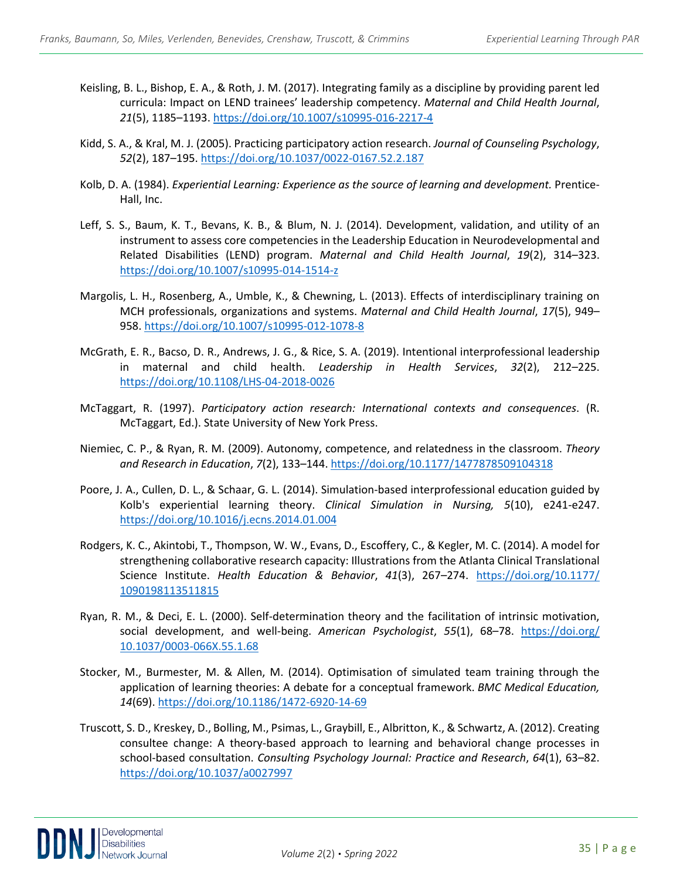Keisling, B. L., Bishop, E. A., & Roth, J. M. (2017). Integrating family as a discipline by providing parent led curricula: Impact on LEND trainees' leadership competency. *Maternal and Child Health Journal*, *21*(5), 1185–1193. https://doi.org/10.1007/s10995-016-2217-4

Kidd, S. A., & Kral, M. J. (2005). Practicing participatory action research. *Journal of Counseling Psychology*, *52*(2), 187–195. https://doi.org/10.1037/0022-0167.52.2.187

Kolb, D. A. (1984). *Experiential Learning: Experience as the source of learning and development.* Prentice-Hall, Inc.

Leff, S. S., Baum, K. T., Bevans, K. B., & Blum, N. J. (2014). Development, validation, and utility of an instrument to assess core competencies in the Leadership Education in Neurodevelopmental and Related Disabilities (LEND) program. *Maternal and Child Health Journal*, *19*(2), 314–323. https://doi.org/10.1007/s10995-014-1514-z

Margolis, L. H., Rosenberg, A., Umble, K., & Chewning, L. (2013). Effects of interdisciplinary training on MCH professionals, organizations and systems. *Maternal and Child Health Journal*, *17*(5), 949–958. https://doi.org/10.1007/s10995-012-1078-8

McGrath, E. R., Bacso, D. R., Andrews, J. G., & Rice, S. A. (2019). Intentional interprofessional leadership in maternal and child health. *Leadership in Health Services*, *32*(2), 212–225. https://doi.org/10.1108/LHS-04-2018-0026

McTaggart, R. (1997). *Participatory action research: International contexts and consequences*. (R. McTaggart, Ed.). State University of New York Press.

Niemiec, C. P., & Ryan, R. M. (2009). Autonomy, competence, and relatedness in the classroom. *Theory and Research in Education*, *7*(2), 133–144. https://doi.org/10.1177/1477878509104318

Poore, J. A., Cullen, D. L., & Schaar, G. L. (2014). Simulation-based interprofessional education guided by Kolb's experiential learning theory. *Clinical Simulation in Nursing, 5*(10), e241-e247. https://doi.org/10.1016/j.ecns.2014.01.004

Rodgers, K. C., Akintobi, T., Thompson, W. W., Evans, D., Escoffery, C., & Kegler, M. C. (2014). A model for strengthening collaborative research capacity: Illustrations from the Atlanta Clinical Translational Science Institute. *Health Education & Behavior*, *41*(3), 267–274. https://doi.org/10.1177/1090198113511815

Ryan, R. M., & Deci, E. L. (2000). Self-determination theory and the facilitation of intrinsic motivation, social development, and well-being. *American Psychologist*, *55*(1), 68–78. https://doi.org/10.1037/0003-066X.55.1.68

Stocker, M., Burmester, M. & Allen, M. (2014). Optimisation of simulated team training through the application of learning theories: A debate for a conceptual framework. *BMC Medical Education, 14*(69). https://doi.org/10.1186/1472-6920-14-69

Truscott, S. D., Kreskey, D., Bolling, M., Psimas, L., Graybill, E., Albritton, K., & Schwartz, A. (2012). Creating consultee change: A theory-based approach to learning and behavioral change processes in school-based consultation. *Consulting Psychology Journal: Practice and Research*, *64*(1), 63–82. https://doi.org/10.1037/a0027997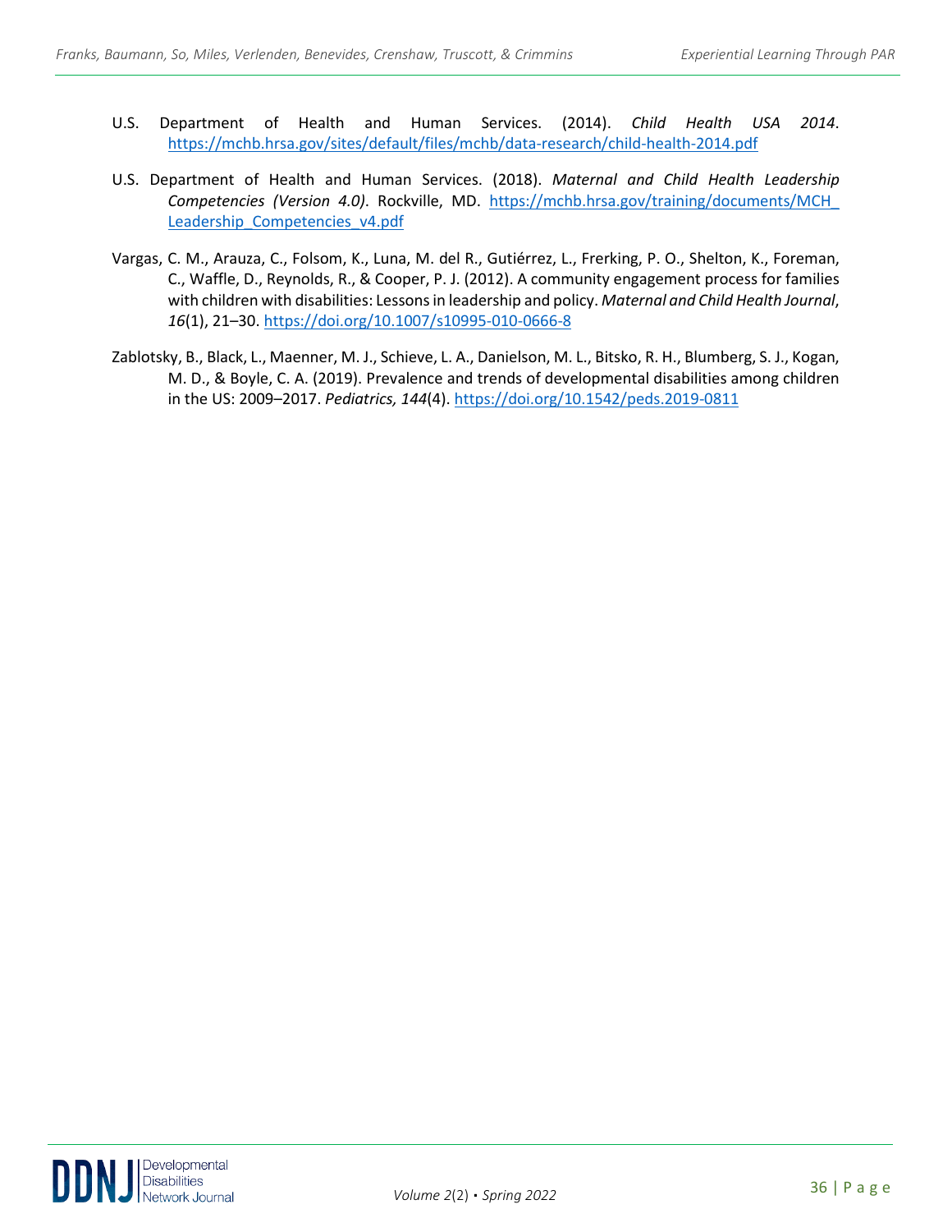U.S. Department of Health and Human Services. (2014). *Child Health USA 2014*. https://mchb.hrsa.gov/sites/default/files/mchb/data-research/child-health-2014.pdf

U.S. Department of Health and Human Services. (2018). *Maternal and Child Health Leadership Competencies (Version 4.0)*. Rockville, MD. https://mchb.hrsa.gov/training/documents/MCH_Leadership_Competencies_v4.pdf

Vargas, C. M., Arauza, C., Folsom, K., Luna, M. del R., Gutiérrez, L., Frerking, P. O., Shelton, K., Foreman, C., Waffle, D., Reynolds, R., & Cooper, P. J. (2012). A community engagement process for families with children with disabilities: Lessons in leadership and policy. *Maternal and Child Health Journal*, *16*(1), 21–30. https://doi.org/10.1007/s10995-010-0666-8

Zablotsky, B., Black, L., Maenner, M. J., Schieve, L. A., Danielson, M. L., Bitsko, R. H., Blumberg, S. J., Kogan, M. D., & Boyle, C. A. (2019). Prevalence and trends of developmental disabilities among children in the US: 2009–2017. *Pediatrics, 144*(4). https://doi.org/10.1542/peds.2019-0811